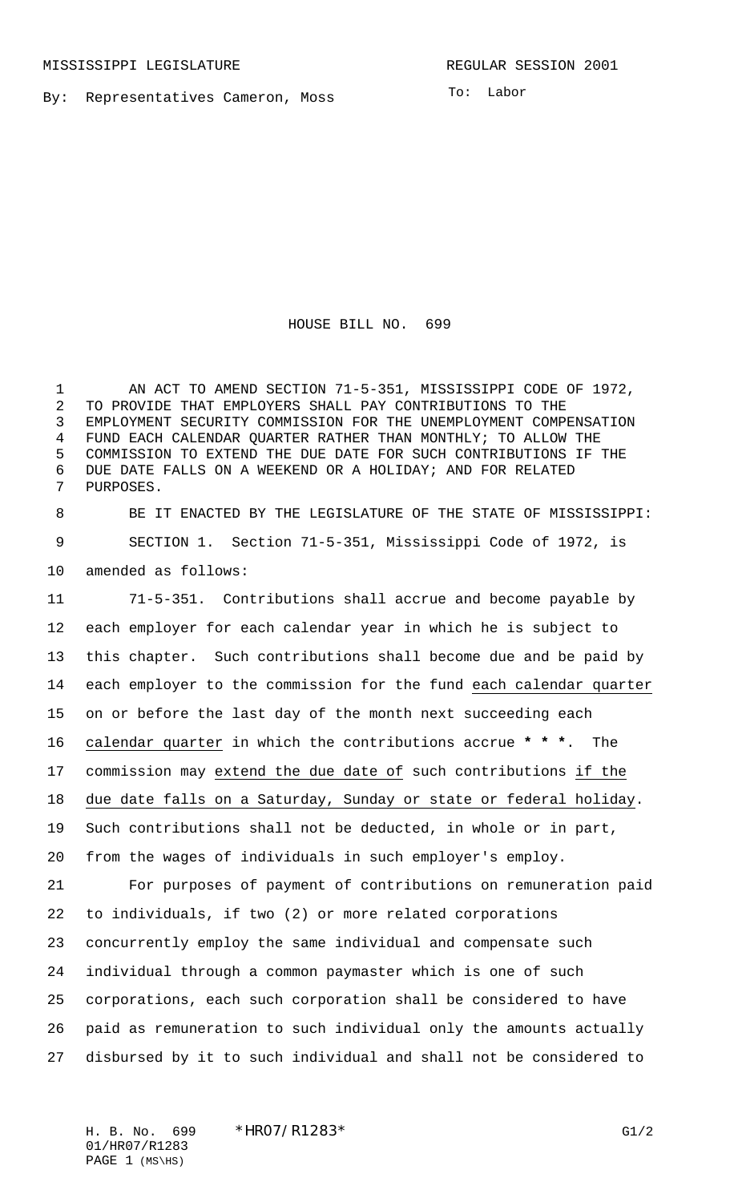MISSISSIPPI LEGISLATURE REGULAR SESSION 2001

By: Representatives Cameron, Moss

To: Labor

# HOUSE BILL NO. 699

AN ACT TO AMEND SECTION 71-5-351, MISSISSIPPI CODE OF 1972, TO PROVIDE THAT EMPLOYERS SHALL PAY CONTRIBUTIONS TO THE EMPLOYMENT SECURITY COMMISSION FOR THE UNEMPLOYMENT COMPENSATION FUND EACH CALENDAR QUARTER RATHER THAN MONTHLY; TO ALLOW THE COMMISSION TO EXTEND THE DUE DATE FOR SUCH CONTRIBUTIONS IF THE DUE DATE FALLS ON A WEEKEND OR A HOLIDAY; AND FOR RELATED PURPOSES.

BE IT ENACTED BY THE LEGISLATURE OF THE STATE OF MISSISSIPPI:

SECTION 1. Section 71-5-351, Mississippi Code of 1972, is amended as follows:

71-5-351. Contributions shall accrue and become payable by each employer for each calendar year in which he is subject to this chapter. Such contributions shall become due and be paid by each employer to the commission for the fund <u>each calendar quarter</u> on or before the last day of the month next succeeding each <u>calendar quarter</u> in which the contributions accrue **\* \* \***. The commission may <u>extend the due date of</u> such contributions <u>if the due date falls on a Saturday, Sunday or state or federal holiday</u>. Such contributions shall not be deducted, in whole or in part, from the wages of individuals in such employer's employ.

For purposes of payment of contributions on remuneration paid to individuals, if two (2) or more related corporations concurrently employ the same individual and compensate such individual through a common paymaster which is one of such corporations, each such corporation shall be considered to have paid as remuneration to such individual only the amounts actually disbursed by it to such individual and shall not be considered to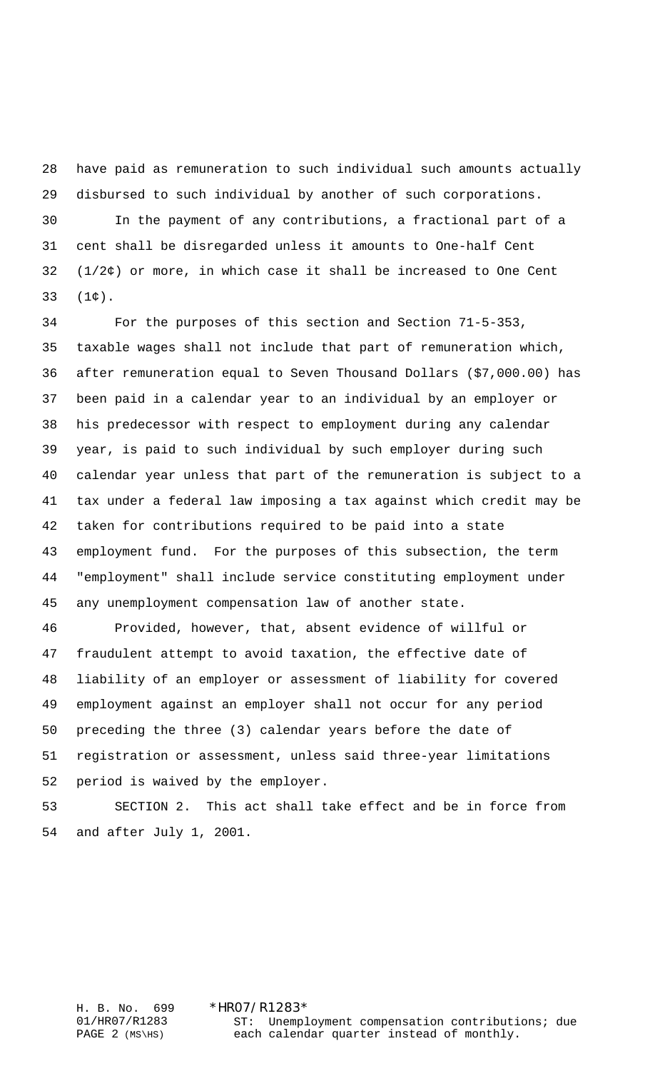have paid as remuneration to such individual such amounts actually disbursed to such individual by another of such corporations.

In the payment of any contributions, a fractional part of a cent shall be disregarded unless it amounts to One-half Cent (1/2¢) or more, in which case it shall be increased to One Cent (1¢).

For the purposes of this section and Section 71-5-353, taxable wages shall not include that part of remuneration which, after remuneration equal to Seven Thousand Dollars ($7,000.00) has been paid in a calendar year to an individual by an employer or his predecessor with respect to employment during any calendar year, is paid to such individual by such employer during such calendar year unless that part of the remuneration is subject to a tax under a federal law imposing a tax against which credit may be taken for contributions required to be paid into a state employment fund. For the purposes of this subsection, the term "employment" shall include service constituting employment under any unemployment compensation law of another state.

Provided, however, that, absent evidence of willful or fraudulent attempt to avoid taxation, the effective date of liability of an employer or assessment of liability for covered employment against an employer shall not occur for any period preceding the three (3) calendar years before the date of registration or assessment, unless said three-year limitations period is waived by the employer.

SECTION 2. This act shall take effect and be in force from and after July 1, 2001.

ST: Unemployment compensation contributions; due each calendar quarter instead of monthly.